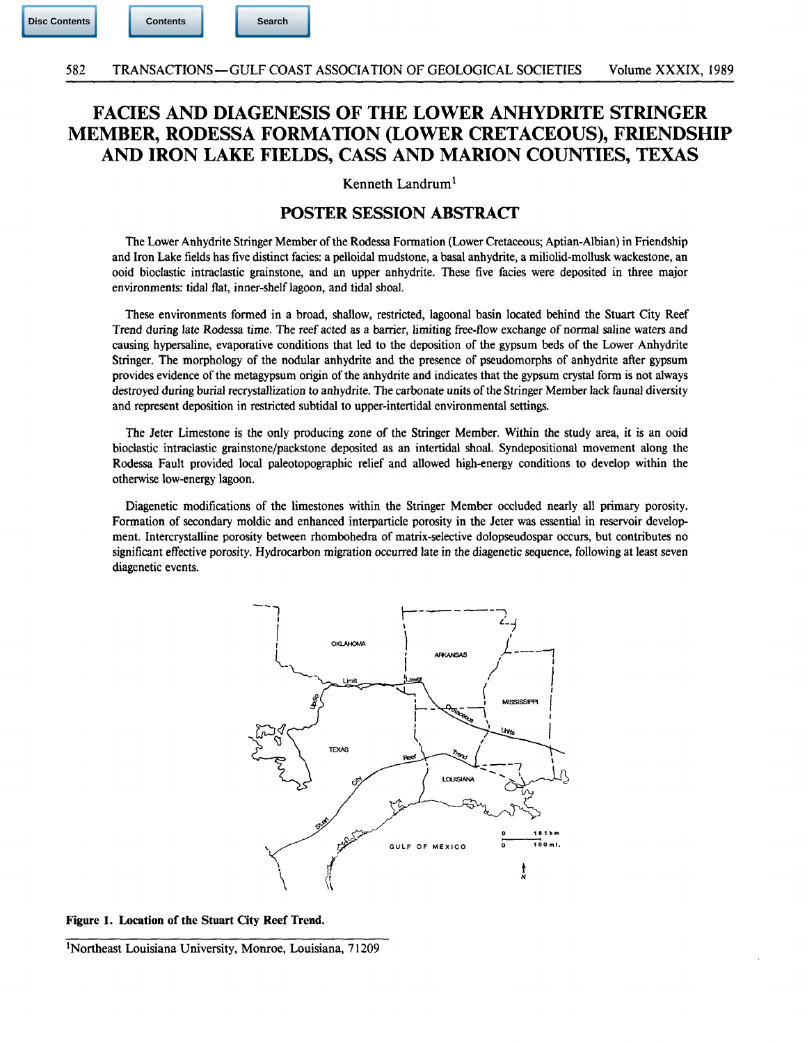# FACIES AND DIAGENESIS OF THE LOWER ANHYDRITE STRINGER MEMBER, RODESSA FORMATION (LOWER CRETACEOUS), FRIENDSHIP AND IRON LAKE FIELDS, CASS AND MARION COUNTIES, TEXAS

Kenneth Landrum[1]

## POSTER SESSION ABSTRACT

The Lower Anhydrite Stringer Member of the Rodessa Formation (Lower Cretaceous; Aptian-Albian) in Friendship and Iron Lake fields has five distinct facies: a pelloidal mudstone, a basal anhydrite, a miliolid-mollusk wackestone, an ooid bioclastic intraclastic grainstone, and an upper anhydrite. These five facies were deposited in three major environments: tidal flat, inner-shelf lagoon, and tidal shoal.

These environments formed in a broad, shallow, restricted, lagoonal basin located behind the Stuart City Reef Trend during late Rodessa time. The reef acted as a barrier, limiting free-flow exchange of normal saline waters and causing hypersaline, evaporative conditions that led to the deposition of the gypsum beds of the Lower Anhydrite Stringer. The morphology of the nodular anhydrite and the presence of pseudomorphs of anhydrite after gypsum provides evidence of the metagypsum origin of the anhydrite and indicates that the gypsum crystal form is not always destroyed during burial recrystallization to anhydrite. The carbonate units of the Stringer Member lack faunal diversity and represent deposition in restricted subtidal to upper-intertidal environmental settings.

The Jeter Limestone is the only producing zone of the Stringer Member. Within the study area, it is an ooid bioclastic intraclastic grainstone/packstone deposited as an intertidal shoal. Syndepositional movement along the Rodessa Fault provided local paleotopographic relief and allowed high-energy conditions to develop within the otherwise low-energy lagoon.

Diagenetic modifications of the limestones within the Stringer Member occluded nearly all primary porosity. Formation of secondary moldic and enhanced interparticle porosity in the Jeter was essential in reservoir development. Intercrystalline porosity between rhombohedra of matrix-selective dolopseudospar occurs, but contributes no significant effective porosity. Hydrocarbon migration occurred late in the diagenetic sequence, following at least seven diagenetic events.

**Figure 1. Location of the Stuart City Reef Trend.**

[1]Northeast Louisiana University, Monroe, Louisiana, 71209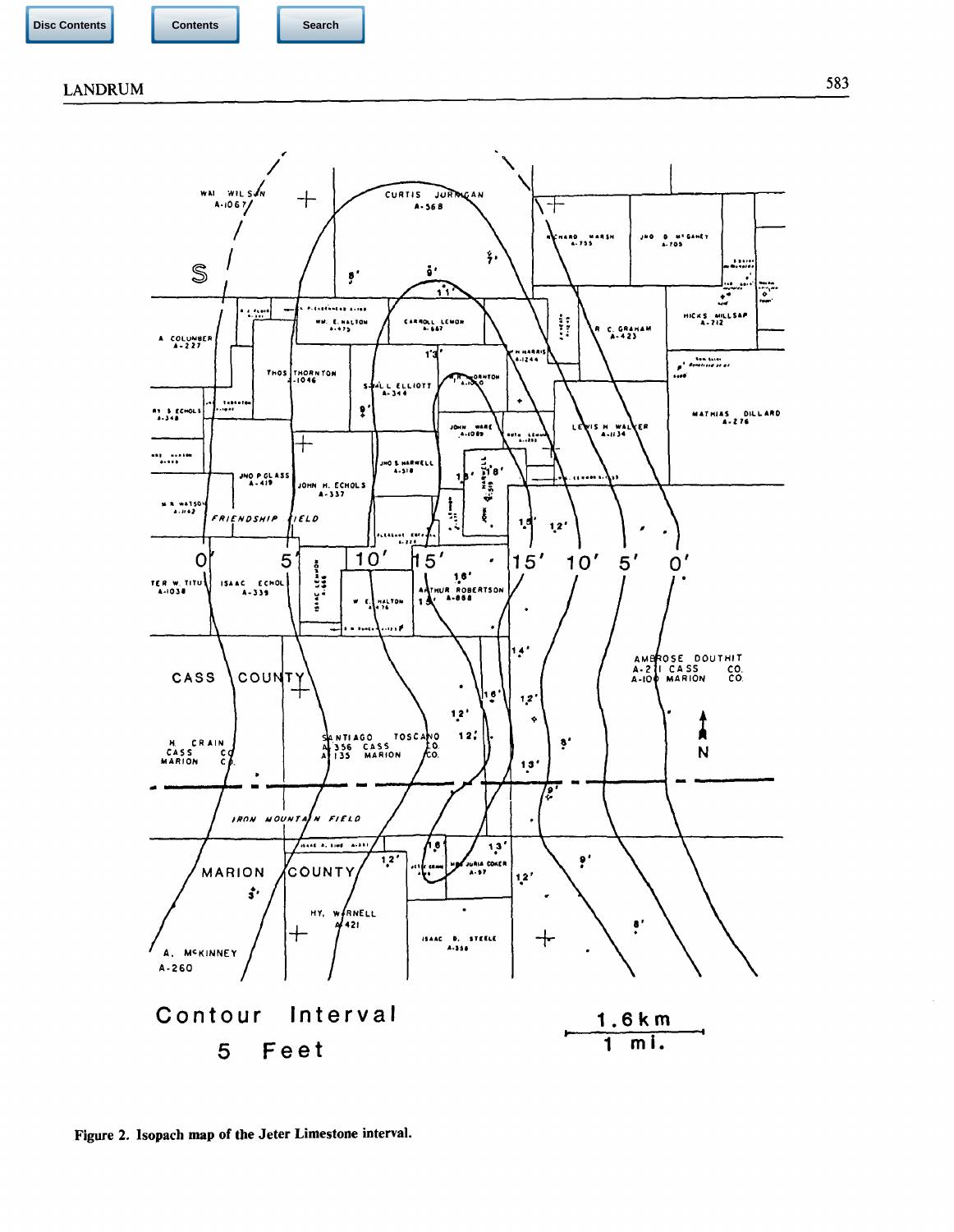Contour Interval

5 Feet

1.6 km

1 mi.

Figure 2. Isopach map of the Jeter Limestone interval.